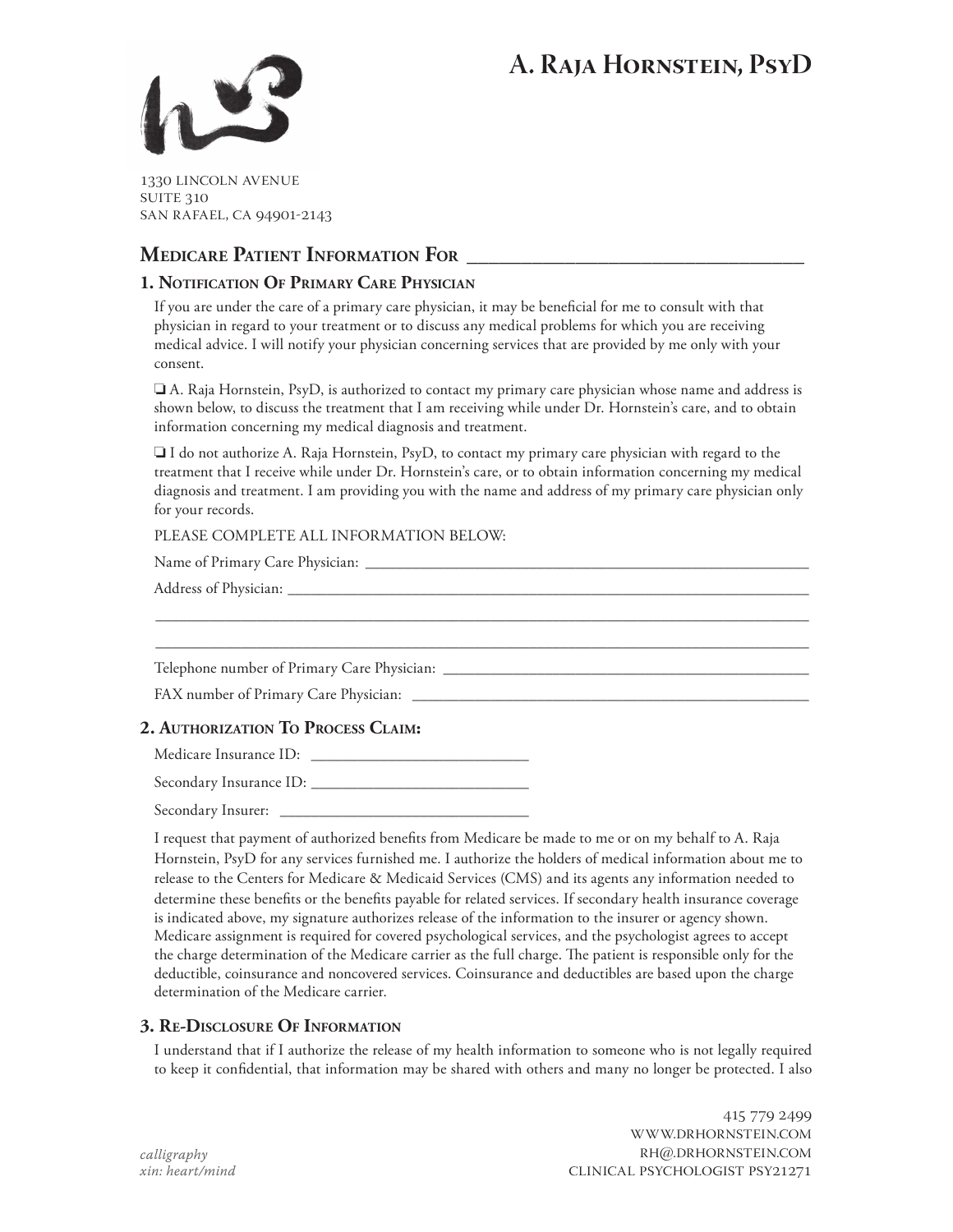# A. Raja Hornstein, PsyD

1330 LINCOLN AVENUE
SUITE 310
SAN RAFAEL, CA 94901-2143

## Medicare Patient Information For ___________________________________

### 1. Notification Of Primary Care Physician

If you are under the care of a primary care physician, it may be beneficial for me to consult with that physician in regard to your treatment or to discuss any medical problems for which you are receiving medical advice. I will notify your physician concerning services that are provided by me only with your consent.

❏ A. Raja Hornstein, PsyD, is authorized to contact my primary care physician whose name and address is shown below, to discuss the treatment that I am receiving while under Dr. Hornstein's care, and to obtain information concerning my medical diagnosis and treatment.

❏ I do not authorize A. Raja Hornstein, PsyD, to contact my primary care physician with regard to the treatment that I receive while under Dr. Hornstein's care, or to obtain information concerning my medical diagnosis and treatment. I am providing you with the name and address of my primary care physician only for your records.

PLEASE COMPLETE ALL INFORMATION BELOW:

Name of Primary Care Physician: ___________________________________________

Address of Physician: ___________________________________________________

_______________________________________________________________________

_______________________________________________________________________

Telephone number of Primary Care Physician: _________________________________

FAX number of Primary Care Physician: _____________________________________

### 2. Authorization To Process Claim:

Medicare Insurance ID: ___________________________

Secondary Insurance ID: ___________________________

Secondary Insurer: ___________________________

I request that payment of authorized benefits from Medicare be made to me or on my behalf to A. Raja Hornstein, PsyD for any services furnished me. I authorize the holders of medical information about me to release to the Centers for Medicare & Medicaid Services (CMS) and its agents any information needed to determine these benefits or the benefits payable for related services. If secondary health insurance coverage is indicated above, my signature authorizes release of the information to the insurer or agency shown. Medicare assignment is required for covered psychological services, and the psychologist agrees to accept the charge determination of the Medicare carrier as the full charge. The patient is responsible only for the deductible, coinsurance and noncovered services. Coinsurance and deductibles are based upon the charge determination of the Medicare carrier.

### 3. Re-Disclosure Of Information

I understand that if I authorize the release of my health information to someone who is not legally required to keep it confidential, that information may be shared with others and many no longer be protected. I also

*calligraphy*
*xin: heart/mind*

415 779 2499
WWW.DRHORNSTEIN.COM
RH@.DRHORNSTEIN.COM
CLINICAL PSYCHOLOGIST PSY21271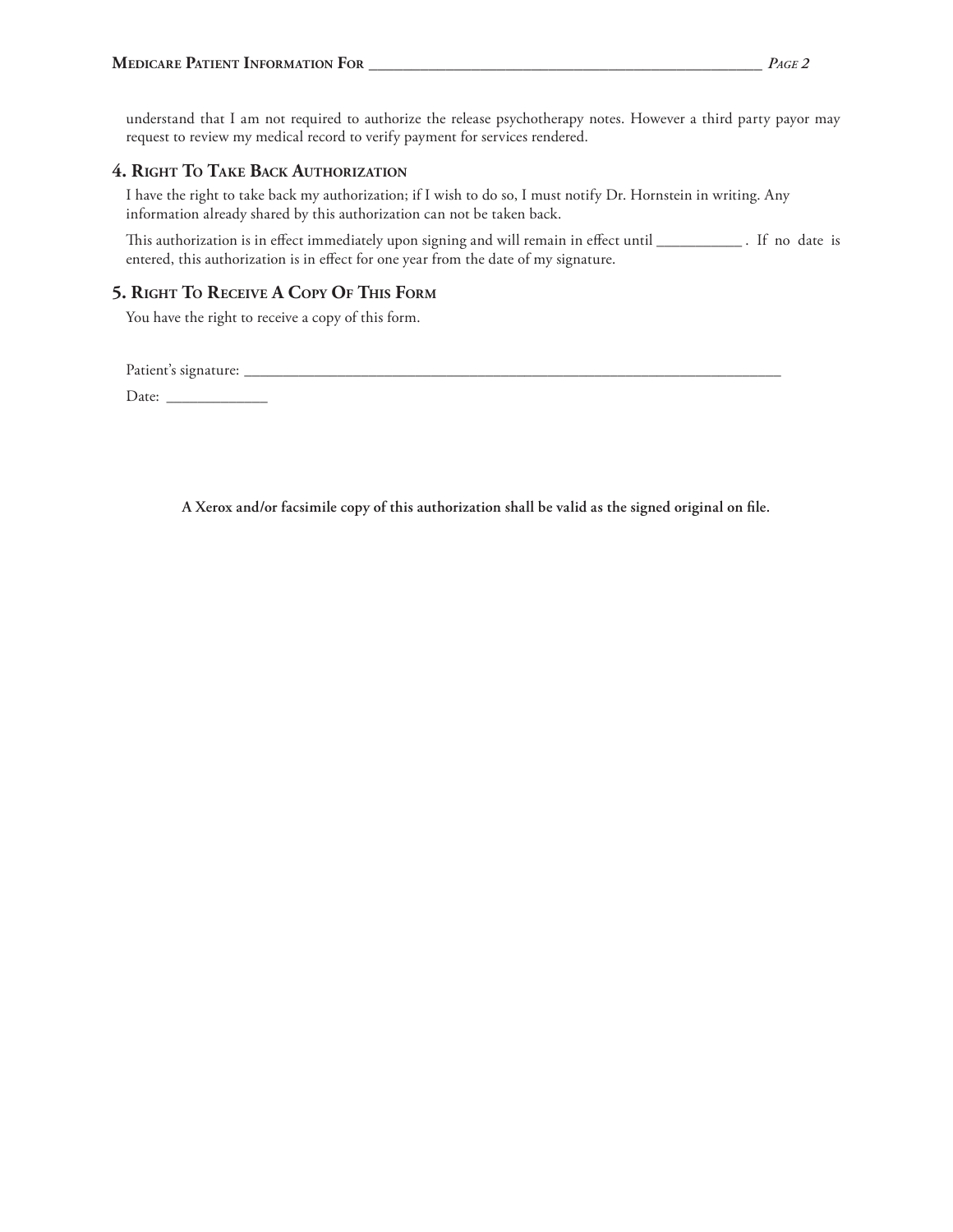understand that I am not required to authorize the release psychotherapy notes. However a third party payor may request to review my medical record to verify payment for services rendered.

## 4. Right To Take Back Authorization

I have the right to take back my authorization; if I wish to do so, I must notify Dr. Hornstein in writing. Any information already shared by this authorization can not be taken back.

This authorization is in effect immediately upon signing and will remain in effect until ___________ . If no date is entered, this authorization is in effect for one year from the date of my signature.

## 5. Right To Receive A Copy Of This Form

You have the right to receive a copy of this form.

Patient's signature: ________________________________________________________________________

Date: _____________

**A Xerox and/or facsimile copy of this authorization shall be valid as the signed original on file.**